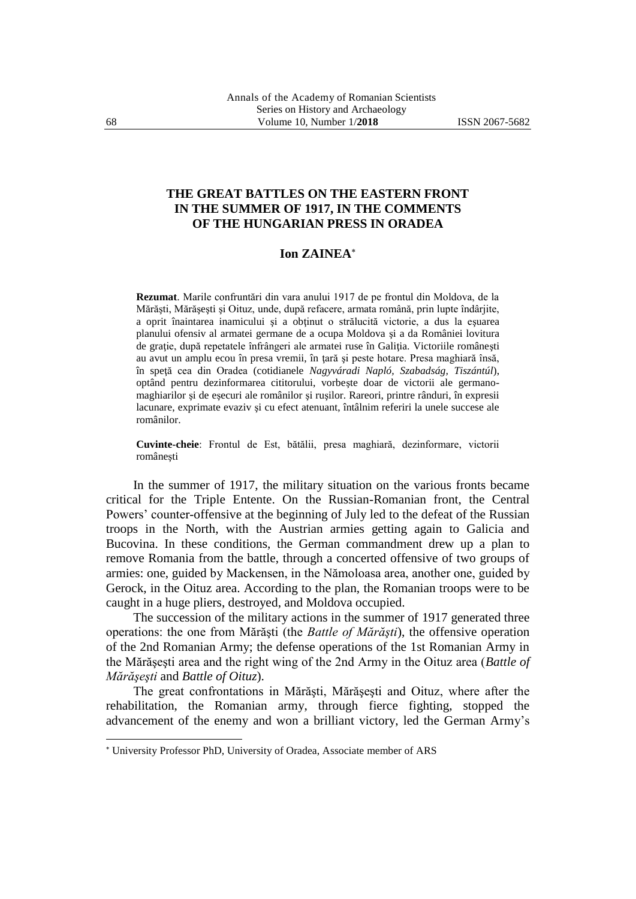# THE GREAT BATTLES ON THE EASTERN FRONT IN THE SUMMER OF 1917, IN THE COMMENTS OF THE HUNGARIAN PRESS IN ORADEA

**Ion ZAINEA**[*]

**Rezumat**. Marile confruntări din vara anului 1917 de pe frontul din Moldova, de la Mărăşti, Mărăşeşti şi Oituz, unde, după refacere, armata română, prin lupte îndârjite, a oprit înaintarea inamicului şi a obţinut o strălucită victorie, a dus la eşuarea planului ofensiv al armatei germane de a ocupa Moldova şi a da României lovitura de graţie, după repetatele înfrângeri ale armatei ruse în Galiţia. Victoriile româneşti au avut un amplu ecou în presa vremii, în ţară şi peste hotare. Presa maghiară însă, în speţă cea din Oradea (cotidianele *Nagyváradi Napló, Szabadság, Tiszántúl*), optând pentru dezinformarea cititorului, vorbeşte doar de victorii ale germano-maghiarilor şi de eşecuri ale românilor şi ruşilor. Rareori, printre rânduri, în expresii lacunare, exprimate evaziv şi cu efect atenuant, întâlnim referiri la unele succese ale românilor.

**Cuvinte-cheie**: Frontul de Est, bătălii, presa maghiară, dezinformare, victorii româneşti

In the summer of 1917, the military situation on the various fronts became critical for the Triple Entente. On the Russian-Romanian front, the Central Powers' counter-offensive at the beginning of July led to the defeat of the Russian troops in the North, with the Austrian armies getting again to Galicia and Bucovina. In these conditions, the German commandment drew up a plan to remove Romania from the battle, through a concerted offensive of two groups of armies: one, guided by Mackensen, in the Nămoloasa area, another one, guided by Gerock, in the Oituz area. According to the plan, the Romanian troops were to be caught in a huge pliers, destroyed, and Moldova occupied.

The succession of the military actions in the summer of 1917 generated three operations: the one from Mărăşti (the *Battle of Mărăşti*), the offensive operation of the 2nd Romanian Army; the defense operations of the 1st Romanian Army in the Mărăşeşti area and the right wing of the 2nd Army in the Oituz area (*Battle of Mărăşeşti* and *Battle of Oituz*).

The great confrontations in Mărăşti, Mărăşeşti and Oituz, where after the rehabilitation, the Romanian army, through fierce fighting, stopped the advancement of the enemy and won a brilliant victory, led the German Army's

---

[*] University Professor PhD, University of Oradea, Associate member of ARS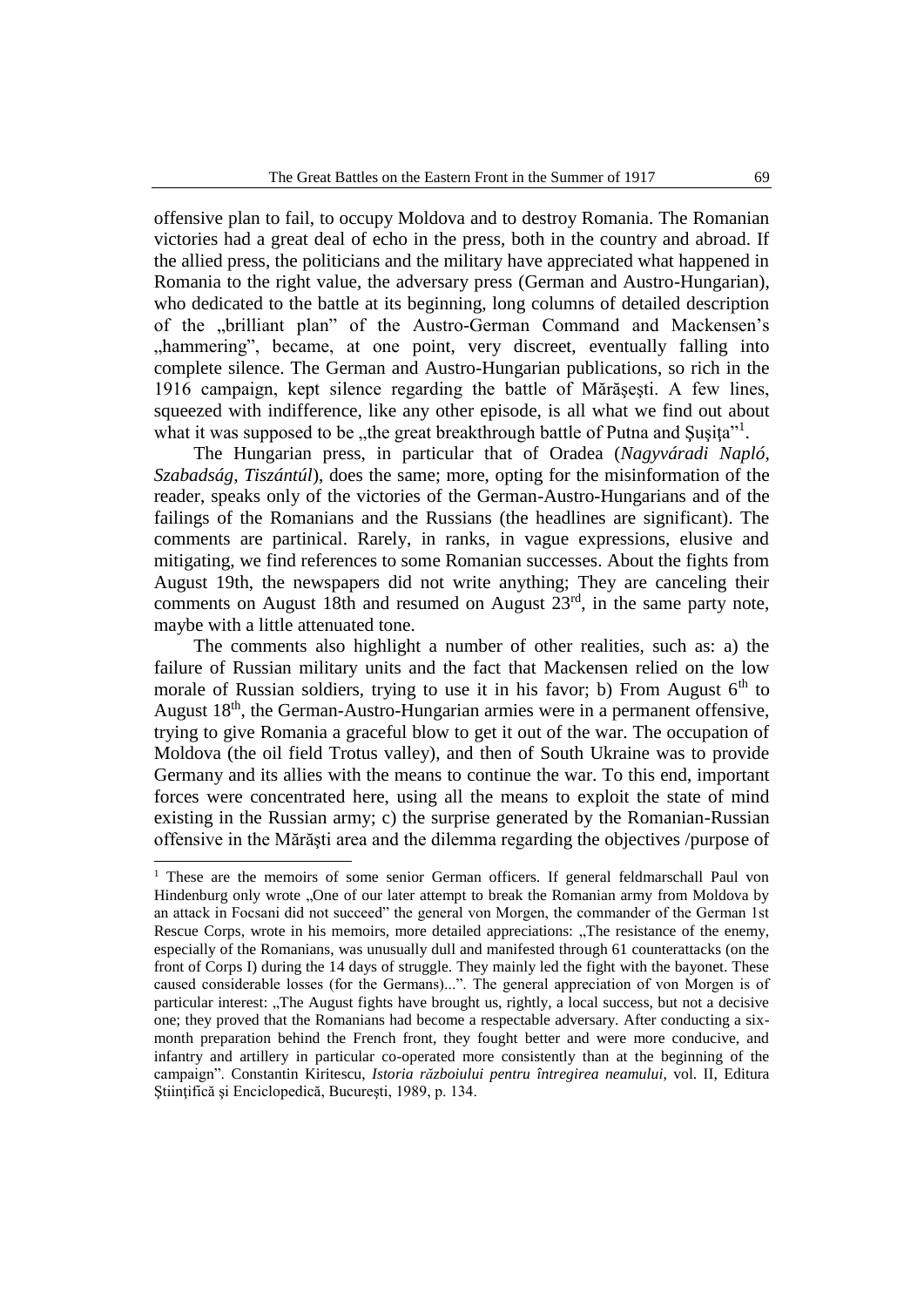offensive plan to fail, to occupy Moldova and to destroy Romania. The Romanian victories had a great deal of echo in the press, both in the country and abroad. If the allied press, the politicians and the military have appreciated what happened in Romania to the right value, the adversary press (German and Austro-Hungarian), who dedicated to the battle at its beginning, long columns of detailed description of the „brilliant plan" of the Austro-German Command and Mackensen's „hammering", became, at one point, very discreet, eventually falling into complete silence. The German and Austro-Hungarian publications, so rich in the 1916 campaign, kept silence regarding the battle of Mărăşeşti. A few lines, squeezed with indifference, like any other episode, is all what we find out about what it was supposed to be „the great breakthrough battle of Putna and Şuşiţa"[1].

The Hungarian press, in particular that of Oradea (*Nagyváradi Napló, Szabadság, Tiszántúl*), does the same; more, opting for the misinformation of the reader, speaks only of the victories of the German-Austro-Hungarians and of the failings of the Romanians and the Russians (the headlines are significant). The comments are partinical. Rarely, in ranks, in vague expressions, elusive and mitigating, we find references to some Romanian successes. About the fights from August 19th, the newspapers did not write anything; They are canceling their comments on August 18th and resumed on August 23rd, in the same party note, maybe with a little attenuated tone.

The comments also highlight a number of other realities, such as: a) the failure of Russian military units and the fact that Mackensen relied on the low morale of Russian soldiers, trying to use it in his favor; b) From August 6th to August 18th, the German-Austro-Hungarian armies were in a permanent offensive, trying to give Romania a graceful blow to get it out of the war. The occupation of Moldova (the oil field Trotus valley), and then of South Ukraine was to provide Germany and its allies with the means to continue the war. To this end, important forces were concentrated here, using all the means to exploit the state of mind existing in the Russian army; c) the surprise generated by the Romanian-Russian offensive in the Mărăşti area and the dilemma regarding the objectives /purpose of

---

[1] These are the memoirs of some senior German officers. If general feldmarschall Paul von Hindenburg only wrote „One of our later attempt to break the Romanian army from Moldova by an attack in Focsani did not succeed" the general von Morgen, the commander of the German 1st Rescue Corps, wrote in his memoirs, more detailed appreciations: „The resistance of the enemy, especially of the Romanians, was unusually dull and manifested through 61 counterattacks (on the front of Corps I) during the 14 days of struggle. They mainly led the fight with the bayonet. These caused considerable losses (for the Germans)...". The general appreciation of von Morgen is of particular interest: „The August fights have brought us, rightly, a local success, but not a decisive one; they proved that the Romanians had become a respectable adversary. After conducting a six-month preparation behind the French front, they fought better and were more conducive, and infantry and artillery in particular co-operated more consistently than at the beginning of the campaign". Constantin Kiritescu, *Istoria războiului pentru întregirea neamului*, vol. II, Editura Ştiinţifică şi Enciclopedică, Bucureşti, 1989, p. 134.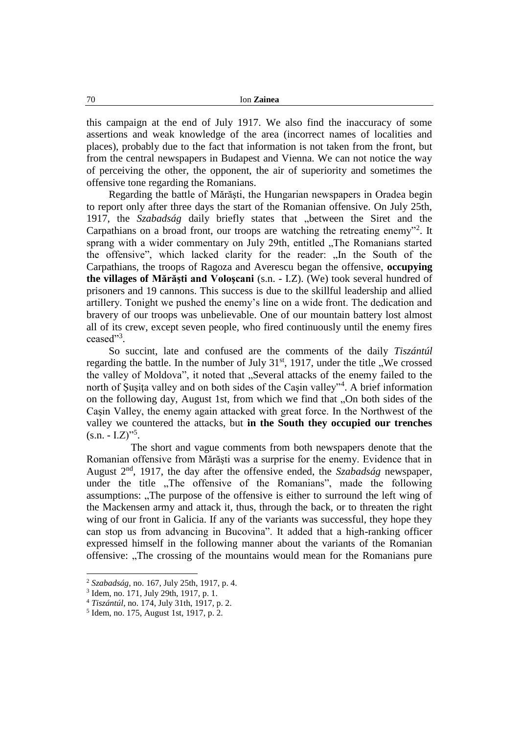this campaign at the end of July 1917. We also find the inaccuracy of some assertions and weak knowledge of the area (incorrect names of localities and places), probably due to the fact that information is not taken from the front, but from the central newspapers in Budapest and Vienna. We can not notice the way of perceiving the other, the opponent, the air of superiority and sometimes the offensive tone regarding the Romanians.

Regarding the battle of Mărăşti, the Hungarian newspapers in Oradea begin to report only after three days the start of the Romanian offensive. On July 25th, 1917, the *Szabadság* daily briefly states that „between the Siret and the Carpathians on a broad front, our troops are watching the retreating enemy”[2]. It sprang with a wider commentary on July 29th, entitled „The Romanians started the offensive”, which lacked clarity for the reader: „In the South of the Carpathians, the troops of Ragoza and Averescu began the offensive, **occupying the villages of Mărăşti and Voloşcani** (s.n. - I.Z). (We) took several hundred of prisoners and 19 cannons. This success is due to the skillful leadership and allied artillery. Tonight we pushed the enemy's line on a wide front. The dedication and bravery of our troops was unbelievable. One of our mountain battery lost almost all of its crew, except seven people, who fired continuously until the enemy fires ceased”[3].

So succint, late and confused are the comments of the daily *Tiszántúl* regarding the battle. In the number of July 31st, 1917, under the title „We crossed the valley of Moldova”, it noted that „Several attacks of the enemy failed to the north of Şuşiţa valley and on both sides of the Caşin valley”[4]. A brief information on the following day, August 1st, from which we find that „On both sides of the Caşin Valley, the enemy again attacked with great force. In the Northwest of the valley we countered the attacks, but **in the South they occupied our trenches** (s.n. - I.Z)”[5].

The short and vague comments from both newspapers denote that the Romanian offensive from Mărăşti was a surprise for the enemy. Evidence that in August 2nd, 1917, the day after the offensive ended, the *Szabadság* newspaper, under the title „The offensive of the Romanians”, made the following assumptions: „The purpose of the offensive is either to surround the left wing of the Mackensen army and attack it, thus, through the back, or to threaten the right wing of our front in Galicia. If any of the variants was successful, they hope they can stop us from advancing in Bucovina”. It added that a high-ranking officer expressed himself in the following manner about the variants of the Romanian offensive: „The crossing of the mountains would mean for the Romanians pure

---

[2] *Szabadság*, no. 167, July 25th, 1917, p. 4.

[3] Idem, no. 171, July 29th, 1917, p. 1.

[4] *Tiszántúl*, no. 174, July 31th, 1917, p. 2.

[5] Idem, no. 175, August 1st, 1917, p. 2.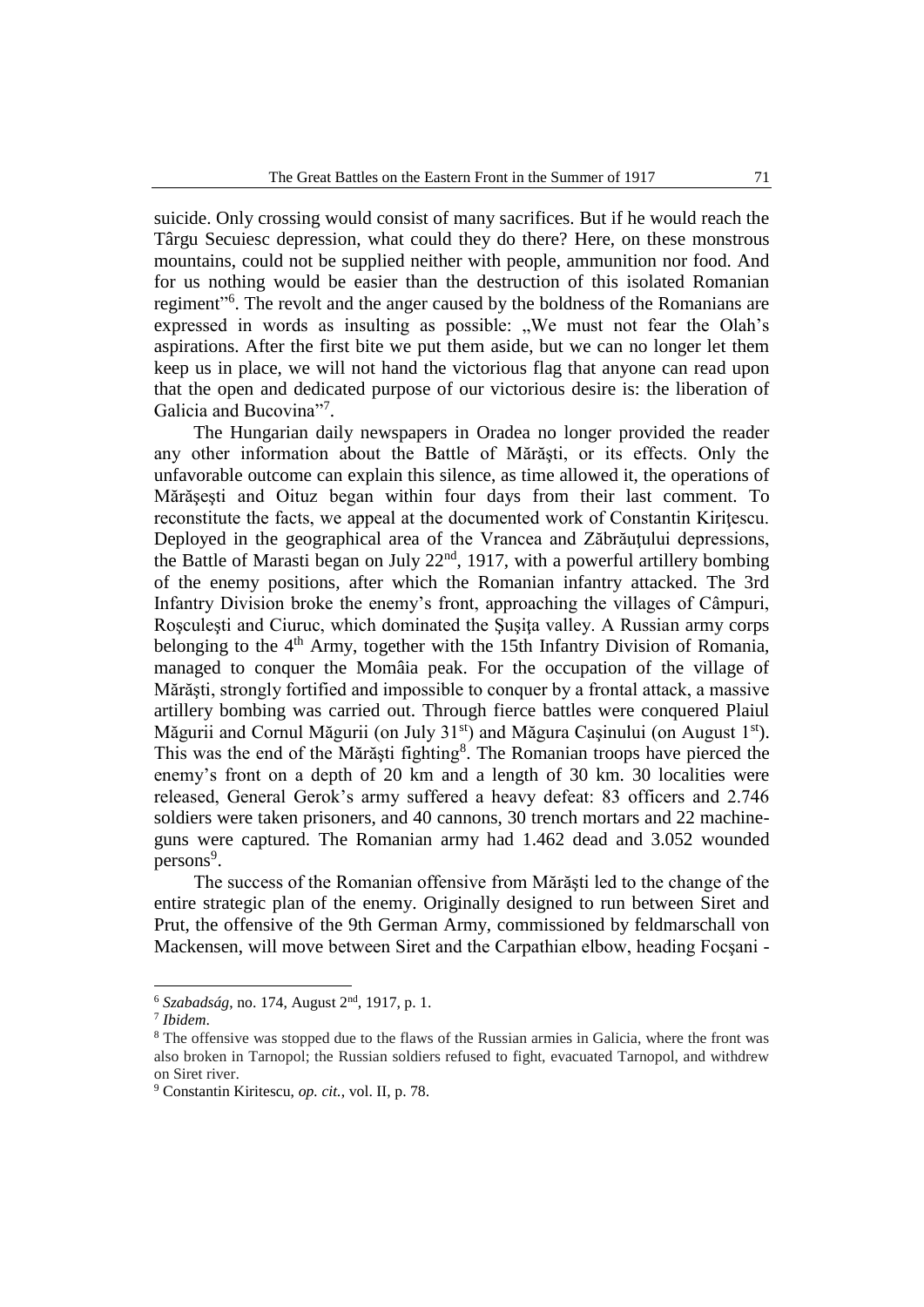suicide. Only crossing would consist of many sacrifices. But if he would reach the Târgu Secuiesc depression, what could they do there? Here, on these monstrous mountains, could not be supplied neither with people, ammunition nor food. And for us nothing would be easier than the destruction of this isolated Romanian regiment"[6]. The revolt and the anger caused by the boldness of the Romanians are expressed in words as insulting as possible: „We must not fear the Olah's aspirations. After the first bite we put them aside, but we can no longer let them keep us in place, we will not hand the victorious flag that anyone can read upon that the open and dedicated purpose of our victorious desire is: the liberation of Galicia and Bucovina"[7].

The Hungarian daily newspapers in Oradea no longer provided the reader any other information about the Battle of Mărăşti, or its effects. Only the unfavorable outcome can explain this silence, as time allowed it, the operations of Mărăşeşti and Oituz began within four days from their last comment. To reconstitute the facts, we appeal at the documented work of Constantin Kiriţescu. Deployed in the geographical area of the Vrancea and Zăbrăuţului depressions, the Battle of Marasti began on July 22nd, 1917, with a powerful artillery bombing of the enemy positions, after which the Romanian infantry attacked. The 3rd Infantry Division broke the enemy's front, approaching the villages of Câmpuri, Roşculeşti and Ciuruc, which dominated the Şuşiţa valley. A Russian army corps belonging to the 4th Army, together with the 15th Infantry Division of Romania, managed to conquer the Momâia peak. For the occupation of the village of Mărăşti, strongly fortified and impossible to conquer by a frontal attack, a massive artillery bombing was carried out. Through fierce battles were conquered Plaiul Măgurii and Cornul Măgurii (on July 31st) and Măgura Caşinului (on August 1st). This was the end of the Mărăşti fighting[8]. The Romanian troops have pierced the enemy's front on a depth of 20 km and a length of 30 km. 30 localities were released, General Gerok's army suffered a heavy defeat: 83 officers and 2.746 soldiers were taken prisoners, and 40 cannons, 30 trench mortars and 22 machine-guns were captured. The Romanian army had 1.462 dead and 3.052 wounded persons[9].

The success of the Romanian offensive from Mărăşti led to the change of the entire strategic plan of the enemy. Originally designed to run between Siret and Prut, the offensive of the 9th German Army, commissioned by feldmarschall von Mackensen, will move between Siret and the Carpathian elbow, heading Focşani -

---

[6] *Szabadság*, no. 174, August 2nd, 1917, p. 1.

[7] *Ibidem*.

[8] The offensive was stopped due to the flaws of the Russian armies in Galicia, where the front was also broken in Tarnopol; the Russian soldiers refused to fight, evacuated Tarnopol, and withdrew on Siret river.

[9] Constantin Kiritescu, *op. cit.*, vol. II, p. 78.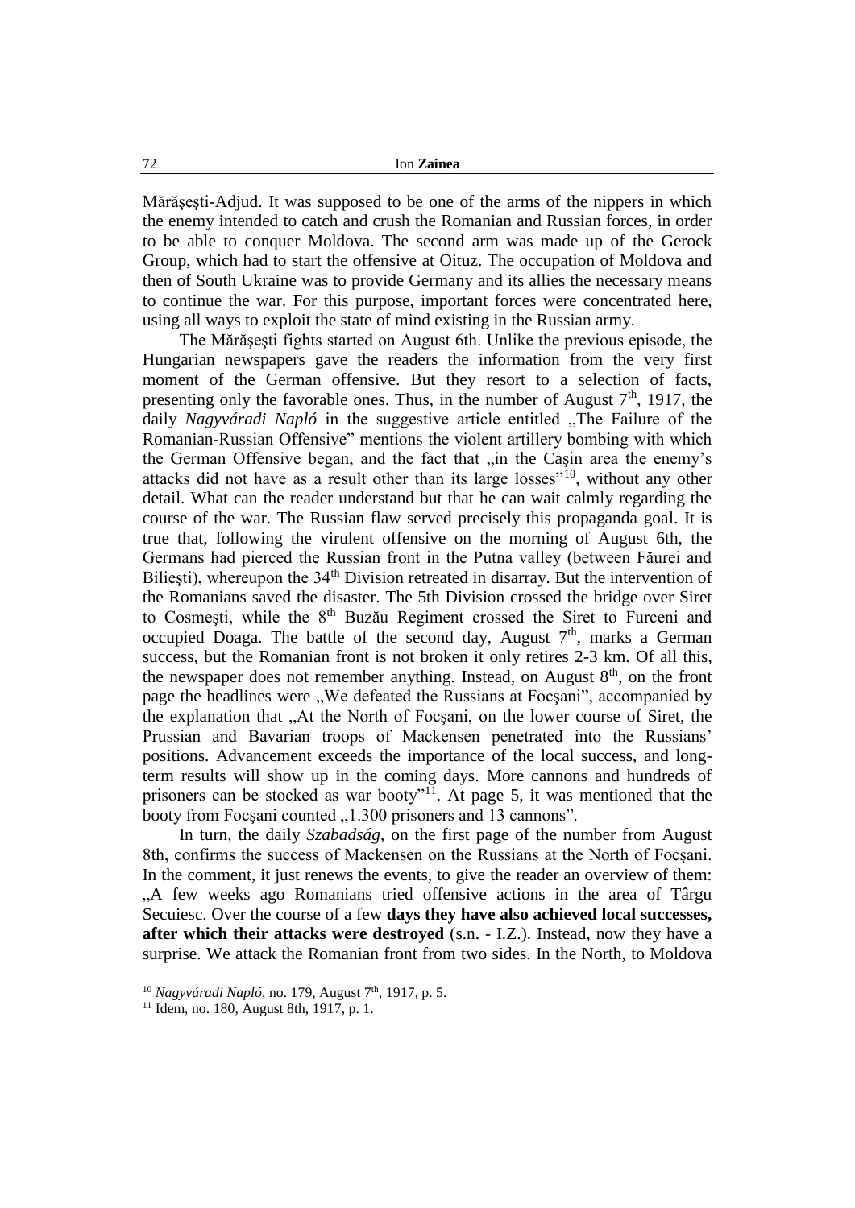Mărăşeşti-Adjud. It was supposed to be one of the arms of the nippers in which the enemy intended to catch and crush the Romanian and Russian forces, in order to be able to conquer Moldova. The second arm was made up of the Gerock Group, which had to start the offensive at Oituz. The occupation of Moldova and then of South Ukraine was to provide Germany and its allies the necessary means to continue the war. For this purpose, important forces were concentrated here, using all ways to exploit the state of mind existing in the Russian army.

The Mărăşeşti fights started on August 6th. Unlike the previous episode, the Hungarian newspapers gave the readers the information from the very first moment of the German offensive. But they resort to a selection of facts, presenting only the favorable ones. Thus, in the number of August 7th, 1917, the daily *Nagyváradi Napló* in the suggestive article entitled „The Failure of the Romanian-Russian Offensive" mentions the violent artillery bombing with which the German Offensive began, and the fact that „in the Caşin area the enemy's attacks did not have as a result other than its large losses"[10], without any other detail. What can the reader understand but that he can wait calmly regarding the course of the war. The Russian flaw served precisely this propaganda goal. It is true that, following the virulent offensive on the morning of August 6th, the Germans had pierced the Russian front in the Putna valley (between Făurei and Bilieşti), whereupon the 34th Division retreated in disarray. But the intervention of the Romanians saved the disaster. The 5th Division crossed the bridge over Siret to Cosmeşti, while the 8th Buzău Regiment crossed the Siret to Furceni and occupied Doaga. The battle of the second day, August 7th, marks a German success, but the Romanian front is not broken it only retires 2-3 km. Of all this, the newspaper does not remember anything. Instead, on August 8th, on the front page the headlines were „We defeated the Russians at Focşani", accompanied by the explanation that „At the North of Focşani, on the lower course of Siret, the Prussian and Bavarian troops of Mackensen penetrated into the Russians' positions. Advancement exceeds the importance of the local success, and long-term results will show up in the coming days. More cannons and hundreds of prisoners can be stocked as war booty"[11]. At page 5, it was mentioned that the booty from Focşani counted „1.300 prisoners and 13 cannons".

In turn, the daily *Szabadság*, on the first page of the number from August 8th, confirms the success of Mackensen on the Russians at the North of Focşani. In the comment, it just renews the events, to give the reader an overview of them: „A few weeks ago Romanians tried offensive actions in the area of Târgu Secuiesc. Over the course of a few **days they have also achieved local successes, after which their attacks were destroyed** (s.n. - I.Z.). Instead, now they have a surprise. We attack the Romanian front from two sides. In the North, to Moldova

---

[10] *Nagyváradi Napló*, no. 179, August 7th, 1917, p. 5.

[11] Idem, no. 180, August 8th, 1917, p. 1.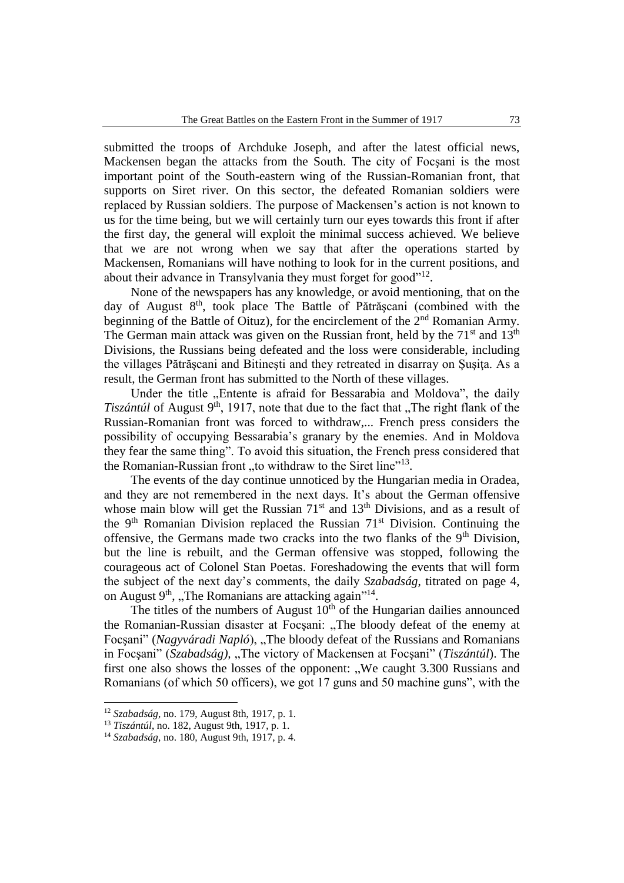submitted the troops of Archduke Joseph, and after the latest official news, Mackensen began the attacks from the South. The city of Focşani is the most important point of the South-eastern wing of the Russian-Romanian front, that supports on Siret river. On this sector, the defeated Romanian soldiers were replaced by Russian soldiers. The purpose of Mackensen's action is not known to us for the time being, but we will certainly turn our eyes towards this front if after the first day, the general will exploit the minimal success achieved. We believe that we are not wrong when we say that after the operations started by Mackensen, Romanians will have nothing to look for in the current positions, and about their advance in Transylvania they must forget for good"[12].

None of the newspapers has any knowledge, or avoid mentioning, that on the day of August 8[th], took place The Battle of Pătrăşcani (combined with the beginning of the Battle of Oituz), for the encirclement of the 2[nd] Romanian Army. The German main attack was given on the Russian front, held by the 71[st] and 13[th] Divisions, the Russians being defeated and the loss were considerable, including the villages Pătrăşcani and Bitineşti and they retreated in disarray on Şuşiţa. As a result, the German front has submitted to the North of these villages.

Under the title „Entente is afraid for Bessarabia and Moldova", the daily *Tiszántúl* of August 9[th], 1917, note that due to the fact that „The right flank of the Russian-Romanian front was forced to withdraw,... French press considers the possibility of occupying Bessarabia's granary by the enemies. And in Moldova they fear the same thing". To avoid this situation, the French press considered that the Romanian-Russian front „to withdraw to the Siret line"[13].

The events of the day continue unnoticed by the Hungarian media in Oradea, and they are not remembered in the next days. It's about the German offensive whose main blow will get the Russian 71[st] and 13[th] Divisions, and as a result of the 9[th] Romanian Division replaced the Russian 71[st] Division. Continuing the offensive, the Germans made two cracks into the two flanks of the 9[th] Division, but the line is rebuilt, and the German offensive was stopped, following the courageous act of Colonel Stan Poetas. Foreshadowing the events that will form the subject of the next day's comments, the daily *Szabadság*, titrated on page 4, on August 9[th], „The Romanians are attacking again"[14].

The titles of the numbers of August 10[th] of the Hungarian dailies announced the Romanian-Russian disaster at Focşani: „The bloody defeat of the enemy at Focşani" (*Nagyváradi Napló*), „The bloody defeat of the Russians and Romanians in Focşani" (*Szabadság)*, „The victory of Mackensen at Focşani" (*Tiszántúl*). The first one also shows the losses of the opponent: „We caught 3.300 Russians and Romanians (of which 50 officers), we got 17 guns and 50 machine guns", with the

---

[12] *Szabadság*, no. 179, August 8th, 1917, p. 1.

[13] *Tiszántúl*, no. 182, August 9th, 1917, p. 1.

[14] *Szabadság*, no. 180, August 9th, 1917, p. 4.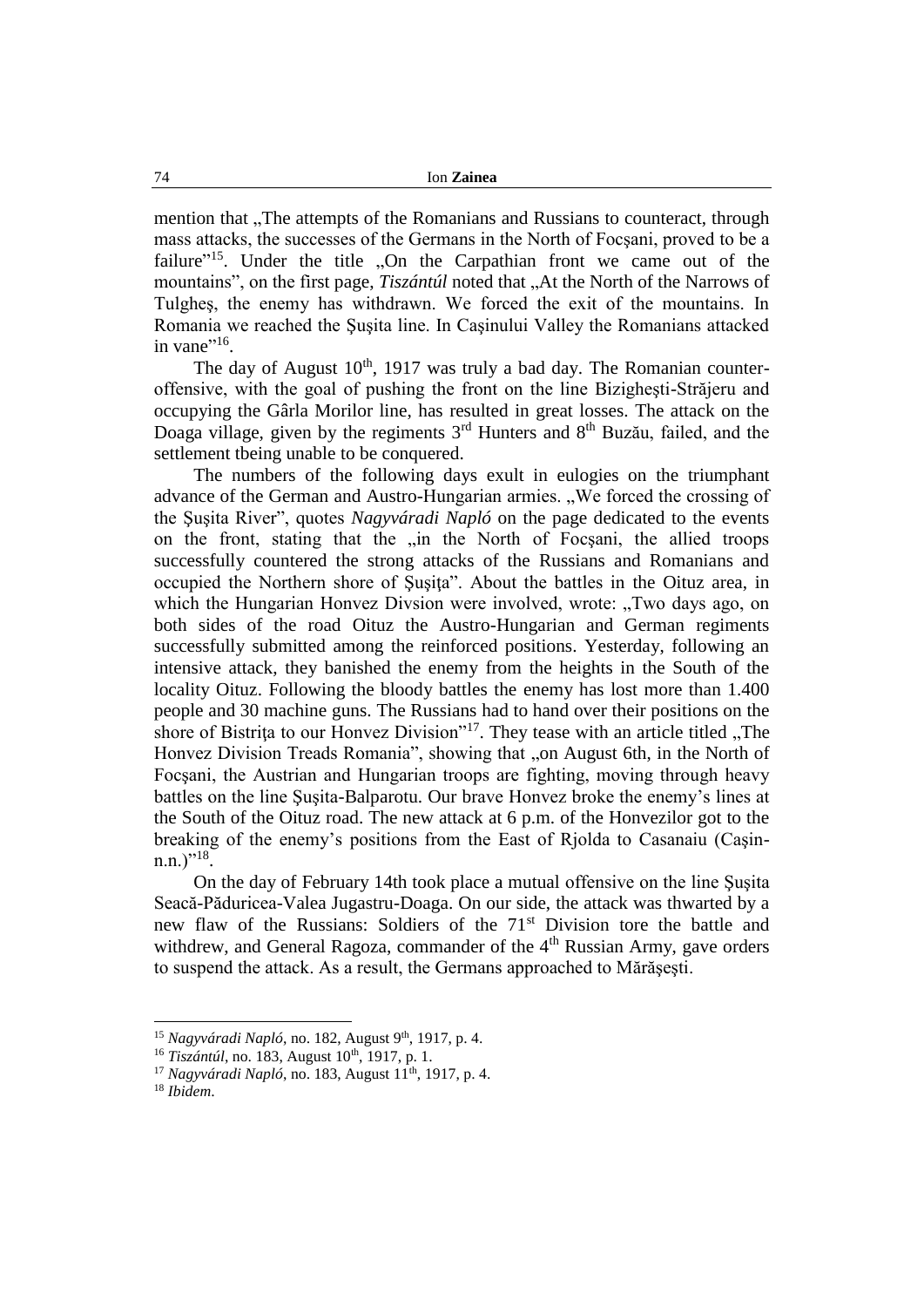mention that „The attempts of the Romanians and Russians to counteract, through mass attacks, the successes of the Germans in the North of Focşani, proved to be a failure"[15]. Under the title „On the Carpathian front we came out of the mountains", on the first page, *Tiszántúl* noted that „At the North of the Narrows of Tulgheş, the enemy has withdrawn. We forced the exit of the mountains. In Romania we reached the Şuşita line. In Caşinului Valley the Romanians attacked in vane"[16].

The day of August 10th, 1917 was truly a bad day. The Romanian counter-offensive, with the goal of pushing the front on the line Bizigheşti-Străjeru and occupying the Gârla Morilor line, has resulted in great losses. The attack on the Doaga village, given by the regiments 3rd Hunters and 8th Buzău, failed, and the settlement tbeing unable to be conquered.

The numbers of the following days exult in eulogies on the triumphant advance of the German and Austro-Hungarian armies. „We forced the crossing of the Șușita River", quotes *Nagyváradi Napló* on the page dedicated to the events on the front, stating that the „in the North of Focşani, the allied troops successfully countered the strong attacks of the Russians and Romanians and occupied the Northern shore of Şuşiţa". About the battles in the Oituz area, in which the Hungarian Honvez Divsion were involved, wrote: „Two days ago, on both sides of the road Oituz the Austro-Hungarian and German regiments successfully submitted among the reinforced positions. Yesterday, following an intensive attack, they banished the enemy from the heights in the South of the locality Oituz. Following the bloody battles the enemy has lost more than 1.400 people and 30 machine guns. The Russians had to hand over their positions on the shore of Bistriţa to our Honvez Division"[17]. They tease with an article titled „The Honvez Division Treads Romania", showing that „on August 6th, in the North of Focşani, the Austrian and Hungarian troops are fighting, moving through heavy battles on the line Şuşita-Balparotu. Our brave Honvez broke the enemy's lines at the South of the Oituz road. The new attack at 6 p.m. of the Honvezilor got to the breaking of the enemy's positions from the East of Rjolda to Casanaiu (Caşin-n.n.)"[18].

On the day of February 14th took place a mutual offensive on the line Şuşita Seacă-Păduricea-Valea Jugastru-Doaga. On our side, the attack was thwarted by a new flaw of the Russians: Soldiers of the 71st Division tore the battle and withdrew, and General Ragoza, commander of the 4th Russian Army, gave orders to suspend the attack. As a result, the Germans approached to Mărăşeşti.

---

[15] *Nagyváradi Napló*, no. 182, August 9th, 1917, p. 4.

[16] *Tiszántúl*, no. 183, August 10th, 1917, p. 1.

[17] *Nagyváradi Napló*, no. 183, August 11th, 1917, p. 4.

[18] *Ibidem*.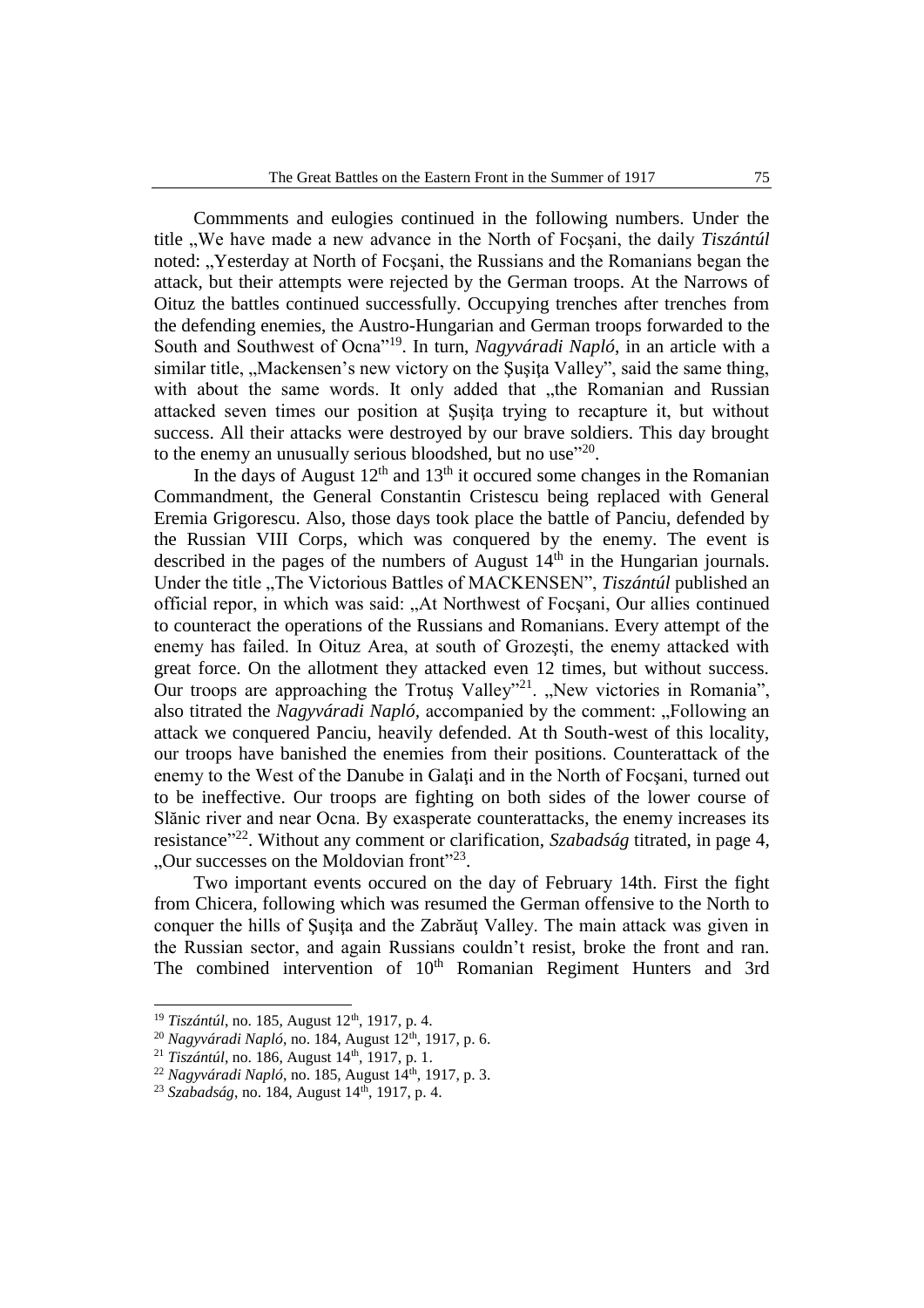Commments and eulogies continued in the following numbers. Under the title „We have made a new advance in the North of Focşani, the daily *Tiszántúl* noted: „Yesterday at North of Focşani, the Russians and the Romanians began the attack, but their attempts were rejected by the German troops. At the Narrows of Oituz the battles continued successfully. Occupying trenches after trenches from the defending enemies, the Austro-Hungarian and German troops forwarded to the South and Southwest of Ocna"[19]. In turn, *Nagyváradi Napló*, in an article with a similar title, „Mackensen's new victory on the Şuşiţa Valley", said the same thing, with about the same words. It only added that „the Romanian and Russian attacked seven times our position at Şuşiţa trying to recapture it, but without success. All their attacks were destroyed by our brave soldiers. This day brought to the enemy an unusually serious bloodshed, but no use"[20].

In the days of August 12th and 13th it occured some changes in the Romanian Commandment, the General Constantin Cristescu being replaced with General Eremia Grigorescu. Also, those days took place the battle of Panciu, defended by the Russian VIII Corps, which was conquered by the enemy. The event is described in the pages of the numbers of August 14th in the Hungarian journals. Under the title „The Victorious Battles of MACKENSEN", *Tiszántúl* published an official repor, in which was said: „At Northwest of Focşani, Our allies continued to counteract the operations of the Russians and Romanians. Every attempt of the enemy has failed. In Oituz Area, at south of Grozeşti, the enemy attacked with great force. On the allotment they attacked even 12 times, but without success. Our troops are approaching the Trotuş Valley"[21]. „New victories in Romania", also titrated the *Nagyváradi Napló*, accompanied by the comment: „Following an attack we conquered Panciu, heavily defended. At th South-west of this locality, our troops have banished the enemies from their positions. Counterattack of the enemy to the West of the Danube in Galaţi and in the North of Focşani, turned out to be ineffective. Our troops are fighting on both sides of the lower course of Slănic river and near Ocna. By exasperate counterattacks, the enemy increases its resistance"[22]. Without any comment or clarification, *Szabadság* titrated, in page 4, „Our successes on the Moldovian front"[23].

Two important events occured on the day of February 14th. First the fight from Chicera, following which was resumed the German offensive to the North to conquer the hills of Şuşiţa and the Zabrăuţ Valley. The main attack was given in the Russian sector, and again Russians couldn't resist, broke the front and ran. The combined intervention of 10th Romanian Regiment Hunters and 3rd

---

[19] *Tiszántúl*, no. 185, August 12th, 1917, p. 4.

[20] *Nagyváradi Napló*, no. 184, August 12th, 1917, p. 6.

[21] *Tiszántúl*, no. 186, August 14th, 1917, p. 1.

[22] *Nagyváradi Napló*, no. 185, August 14th, 1917, p. 3.

[23] *Szabadság*, no. 184, August 14th, 1917, p. 4.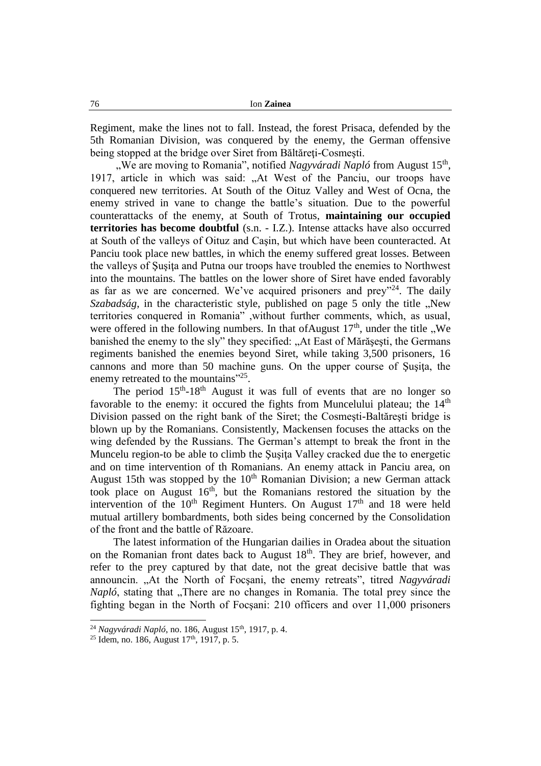Regiment, make the lines not to fall. Instead, the forest Prisaca, defended by the 5th Romanian Division, was conquered by the enemy, the German offensive being stopped at the bridge over Siret from Băltăreţi-Cosmeşti.

„We are moving to Romania", notified *Nagyváradi Napló* from August 15th, 1917, article in which was said: „At West of the Panciu, our troops have conquered new territories. At South of the Oituz Valley and West of Ocna, the enemy strived in vane to change the battle's situation. Due to the powerful counterattacks of the enemy, at South of Trotus, **maintaining our occupied territories has become doubtful** (s.n. - I.Z.). Intense attacks have also occurred at South of the valleys of Oituz and Caşin, but which have been counteracted. At Panciu took place new battles, in which the enemy suffered great losses. Between the valleys of Şuşiţa and Putna our troops have troubled the enemies to Northwest into the mountains. The battles on the lower shore of Siret have ended favorably as far as we are concerned. We've acquired prisoners and prey"[24]. The daily *Szabadság*, in the characteristic style, published on page 5 only the title „New territories conquered in Romania" ,without further comments, which, as usual, were offered in the following numbers. In that ofAugust 17th, under the title „We banished the enemy to the sly" they specified: „At East of Mărăşeşti, the Germans regiments banished the enemies beyond Siret, while taking 3,500 prisoners, 16 cannons and more than 50 machine guns. On the upper course of Şuşiţa, the enemy retreated to the mountains"[25].

The period 15th-18th August it was full of events that are no longer so favorable to the enemy: it occured the fights from Muncelului plateau; the 14th Division passed on the right bank of the Siret; the Cosmeşti-Baltăreşti bridge is blown up by the Romanians. Consistently, Mackensen focuses the attacks on the wing defended by the Russians. The German's attempt to break the front in the Muncelu region-to be able to climb the Şuşiţa Valley cracked due the to energetic and on time intervention of th Romanians. An enemy attack in Panciu area, on August 15th was stopped by the 10th Romanian Division; a new German attack took place on August 16th, but the Romanians restored the situation by the intervention of the 10th Regiment Hunters. On August 17th and 18 were held mutual artillery bombardments, both sides being concerned by the Consolidation of the front and the battle of Răzoare.

The latest information of the Hungarian dailies in Oradea about the situation on the Romanian front dates back to August 18th. They are brief, however, and refer to the prey captured by that date, not the great decisive battle that was announcin. „At the North of Focşani, the enemy retreats", titred *Nagyváradi Napló*, stating that „There are no changes in Romania. The total prey since the fighting began in the North of Focşani: 210 officers and over 11,000 prisoners

---

[24] *Nagyváradi Napló*, no. 186, August 15th, 1917, p. 4.

[25] Idem, no. 186, August 17th, 1917, p. 5.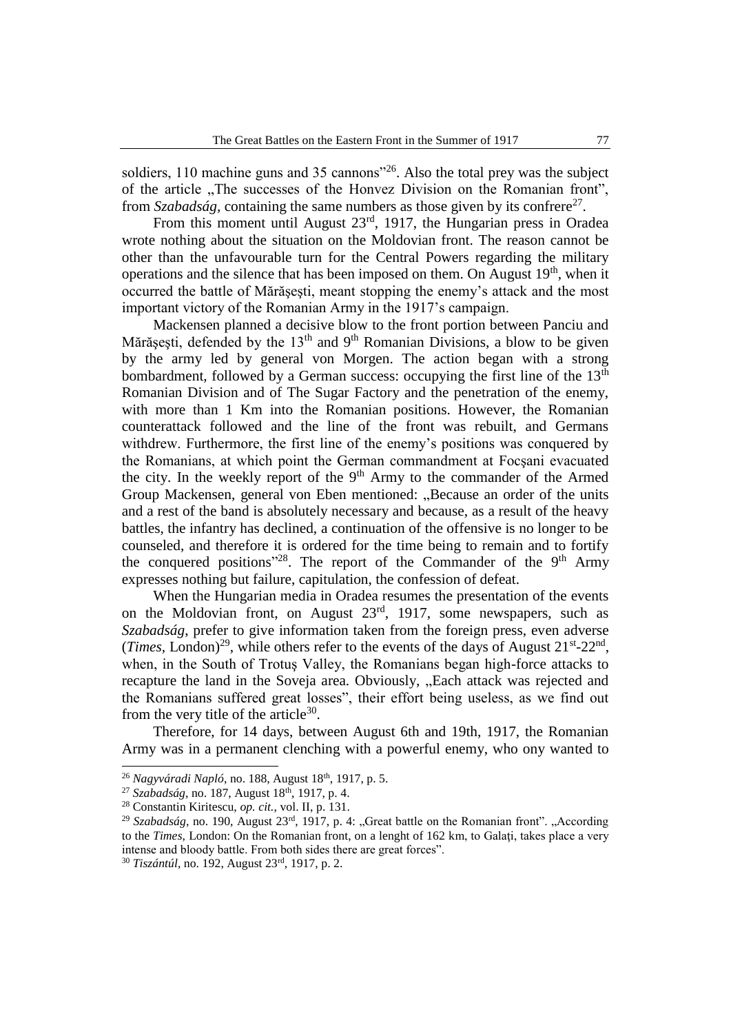soldiers, 110 machine guns and 35 cannons"[26]. Also the total prey was the subject of the article „The successes of the Honvez Division on the Romanian front", from *Szabadság*, containing the same numbers as those given by its confrere[27].

From this moment until August 23rd, 1917, the Hungarian press in Oradea wrote nothing about the situation on the Moldovian front. The reason cannot be other than the unfavourable turn for the Central Powers regarding the military operations and the silence that has been imposed on them. On August 19th, when it occurred the battle of Mărăşeşti, meant stopping the enemy's attack and the most important victory of the Romanian Army in the 1917's campaign.

Mackensen planned a decisive blow to the front portion between Panciu and Mărăşeşti, defended by the 13th and 9th Romanian Divisions, a blow to be given by the army led by general von Morgen. The action began with a strong bombardment, followed by a German success: occupying the first line of the 13th Romanian Division and of The Sugar Factory and the penetration of the enemy, with more than 1 Km into the Romanian positions. However, the Romanian counterattack followed and the line of the front was rebuilt, and Germans withdrew. Furthermore, the first line of the enemy's positions was conquered by the Romanians, at which point the German commandment at Focşani evacuated the city. In the weekly report of the 9th Army to the commander of the Armed Group Mackensen, general von Eben mentioned: „Because an order of the units and a rest of the band is absolutely necessary and because, as a result of the heavy battles, the infantry has declined, a continuation of the offensive is no longer to be counseled, and therefore it is ordered for the time being to remain and to fortify the conquered positions"[28]. The report of the Commander of the 9th Army expresses nothing but failure, capitulation, the confession of defeat.

When the Hungarian media in Oradea resumes the presentation of the events on the Moldovian front, on August 23rd, 1917, some newspapers, such as *Szabadság*, prefer to give information taken from the foreign press, even adverse (*Times*, London)[29], while others refer to the events of the days of August 21st-22nd, when, in the South of Trotuş Valley, the Romanians began high-force attacks to recapture the land in the Soveja area. Obviously, „Each attack was rejected and the Romanians suffered great losses", their effort being useless, as we find out from the very title of the article[30].

Therefore, for 14 days, between August 6th and 19th, 1917, the Romanian Army was in a permanent clenching with a powerful enemy, who ony wanted to

---

[26] *Nagyváradi Napló*, no. 188, August 18th, 1917, p. 5.

[27] *Szabadság*, no. 187, August 18th, 1917, p. 4.

[28] Constantin Kiritescu, *op. cit.*, vol. II, p. 131.

[29] *Szabadság*, no. 190, August 23rd, 1917, p. 4: „Great battle on the Romanian front". „According to the *Times*, London: On the Romanian front, on a lenght of 162 km, to Galaţi, takes place a very intense and bloody battle. From both sides there are great forces".

[30] *Tiszántúl*, no. 192, August 23rd, 1917, p. 2.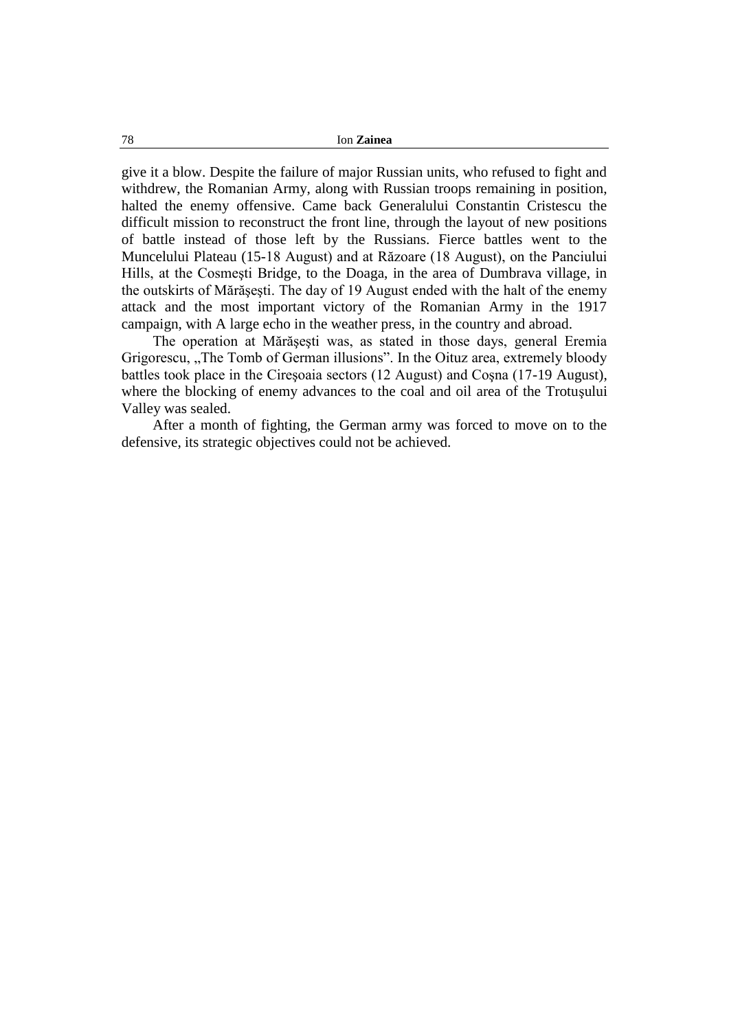give it a blow. Despite the failure of major Russian units, who refused to fight and withdrew, the Romanian Army, along with Russian troops remaining in position, halted the enemy offensive. Came back Generalului Constantin Cristescu the difficult mission to reconstruct the front line, through the layout of new positions of battle instead of those left by the Russians. Fierce battles went to the Muncelului Plateau (15-18 August) and at Răzoare (18 August), on the Panciului Hills, at the Cosmeşti Bridge, to the Doaga, in the area of Dumbrava village, in the outskirts of Mărăşeşti. The day of 19 August ended with the halt of the enemy attack and the most important victory of the Romanian Army in the 1917 campaign, with A large echo in the weather press, in the country and abroad.

The operation at Mărăşeşti was, as stated in those days, general Eremia Grigorescu, „The Tomb of German illusions". In the Oituz area, extremely bloody battles took place in the Cireşoaia sectors (12 August) and Coşna (17-19 August), where the blocking of enemy advances to the coal and oil area of the Trotuşului Valley was sealed.

After a month of fighting, the German army was forced to move on to the defensive, its strategic objectives could not be achieved.